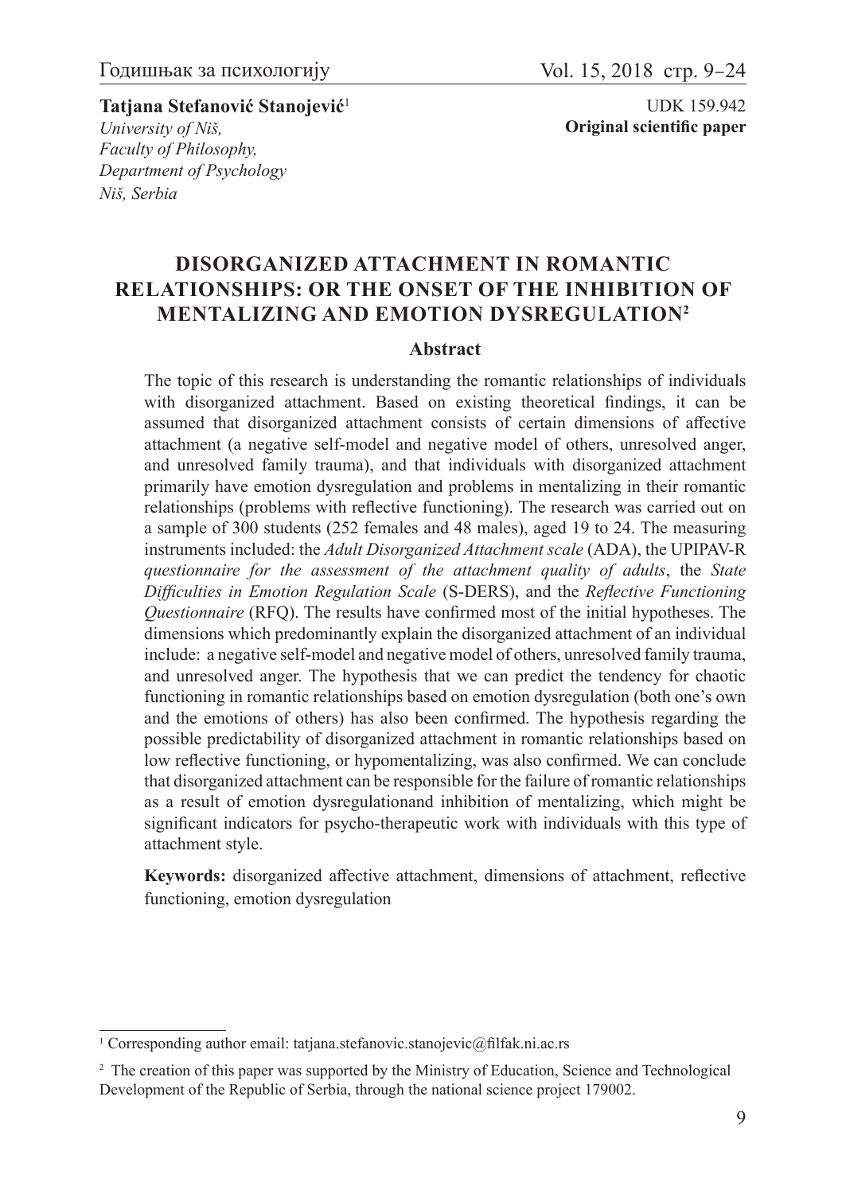**Tatjana Stefanović Stanojević**[1]
*University of Niš,*
*Faculty of Philosophy,*
*Department of Psychology*
*Niš, Serbia*

UDK 159.942
**Original scientific paper**

# DISORGANIZED ATTACHMENT IN ROMANTIC RELATIONSHIPS: OR THE ONSET OF THE INHIBITION OF MENTALIZING AND EMOTION DYSREGULATION[2]

## Abstract

The topic of this research is understanding the romantic relationships of individuals with disorganized attachment. Based on existing theoretical findings, it can be assumed that disorganized attachment consists of certain dimensions of affective attachment (a negative self-model and negative model of others, unresolved anger, and unresolved family trauma), and that individuals with disorganized attachment primarily have emotion dysregulation and problems in mentalizing in their romantic relationships (problems with reflective functioning). The research was carried out on a sample of 300 students (252 females and 48 males), aged 19 to 24. The measuring instruments included: the *Adult Disorganized Attachment scale* (ADA), the UPIPAV-R *questionnaire for the assessment of the attachment quality of adults*, the *State Difficulties in Emotion Regulation Scale* (S-DERS), and the *Reflective Functioning Questionnaire* (RFQ). The results have confirmed most of the initial hypotheses. The dimensions which predominantly explain the disorganized attachment of an individual include: a negative self-model and negative model of others, unresolved family trauma, and unresolved anger. The hypothesis that we can predict the tendency for chaotic functioning in romantic relationships based on emotion dysregulation (both one's own and the emotions of others) has also been confirmed. The hypothesis regarding the possible predictability of disorganized attachment in romantic relationships based on low reflective functioning, or hypomentalizing, was also confirmed. We can conclude that disorganized attachment can be responsible for the failure of romantic relationships as a result of emotion dysregulationand inhibition of mentalizing, which might be significant indicators for psycho-therapeutic work with individuals with this type of attachment style.

**Keywords:** disorganized affective attachment, dimensions of attachment, reflective functioning, emotion dysregulation

---

[1] Corresponding author email: tatjana.stefanovic.stanojevic@filfak.ni.ac.rs

[2] The creation of this paper was supported by the Ministry of Education, Science and Technological Development of the Republic of Serbia, through the national science project 179002.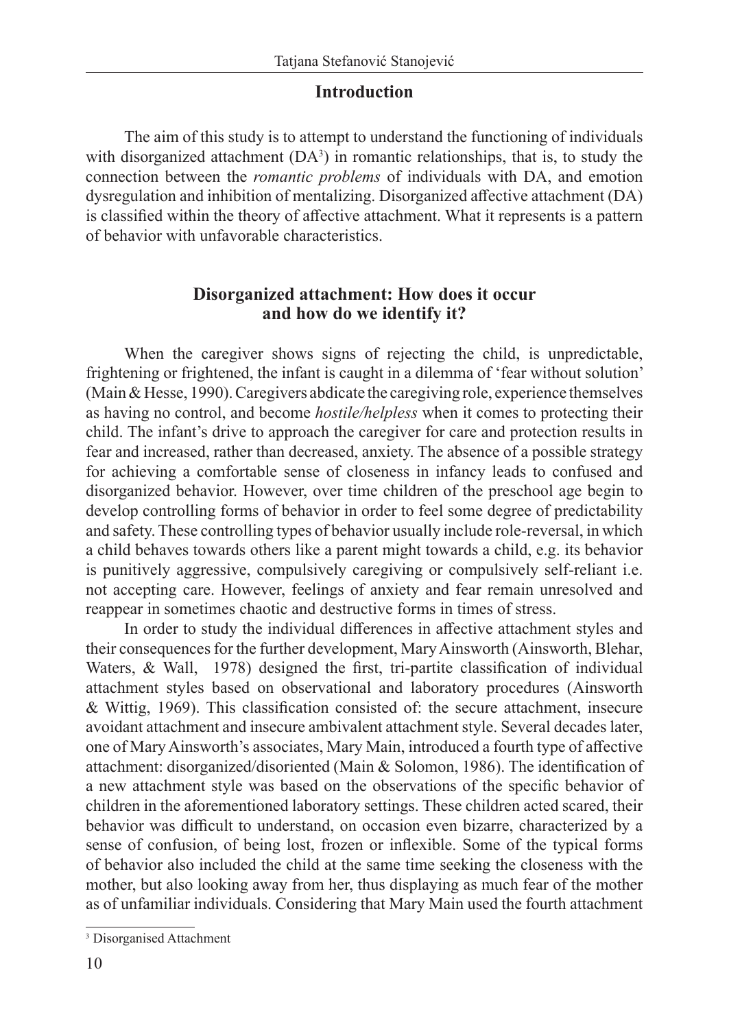## Introduction

The aim of this study is to attempt to understand the functioning of individuals with disorganized attachment (DA[3]) in romantic relationships, that is, to study the connection between the *romantic problems* of individuals with DA, and emotion dysregulation and inhibition of mentalizing. Disorganized affective attachment (DA) is classified within the theory of affective attachment. What it represents is a pattern of behavior with unfavorable characteristics.

## Disorganized attachment: How does it occur and how do we identify it?

When the caregiver shows signs of rejecting the child, is unpredictable, frightening or frightened, the infant is caught in a dilemma of 'fear without solution' (Main & Hesse, 1990). Caregivers abdicate the caregiving role, experience themselves as having no control, and become *hostile/helpless* when it comes to protecting their child. The infant's drive to approach the caregiver for care and protection results in fear and increased, rather than decreased, anxiety. The absence of a possible strategy for achieving a comfortable sense of closeness in infancy leads to confused and disorganized behavior. However, over time children of the preschool age begin to develop controlling forms of behavior in order to feel some degree of predictability and safety. These controlling types of behavior usually include role-reversal, in which a child behaves towards others like a parent might towards a child, e.g. its behavior is punitively aggressive, compulsively caregiving or compulsively self-reliant i.e. not accepting care. However, feelings of anxiety and fear remain unresolved and reappear in sometimes chaotic and destructive forms in times of stress.

In order to study the individual differences in affective attachment styles and their consequences for the further development, Mary Ainsworth (Ainsworth, Blehar, Waters, & Wall, 1978) designed the first, tri-partite classification of individual attachment styles based on observational and laboratory procedures (Ainsworth & Wittig, 1969). This classification consisted of: the secure attachment, insecure avoidant attachment and insecure ambivalent attachment style. Several decades later, one of Mary Ainsworth's associates, Mary Main, introduced a fourth type of affective attachment: disorganized/disoriented (Main & Solomon, 1986). The identification of a new attachment style was based on the observations of the specific behavior of children in the aforementioned laboratory settings. These children acted scared, their behavior was difficult to understand, on occasion even bizarre, characterized by a sense of confusion, of being lost, frozen or inflexible. Some of the typical forms of behavior also included the child at the same time seeking the closeness with the mother, but also looking away from her, thus displaying as much fear of the mother as of unfamiliar individuals. Considering that Mary Main used the fourth attachment

---

[3] Disorganised Attachment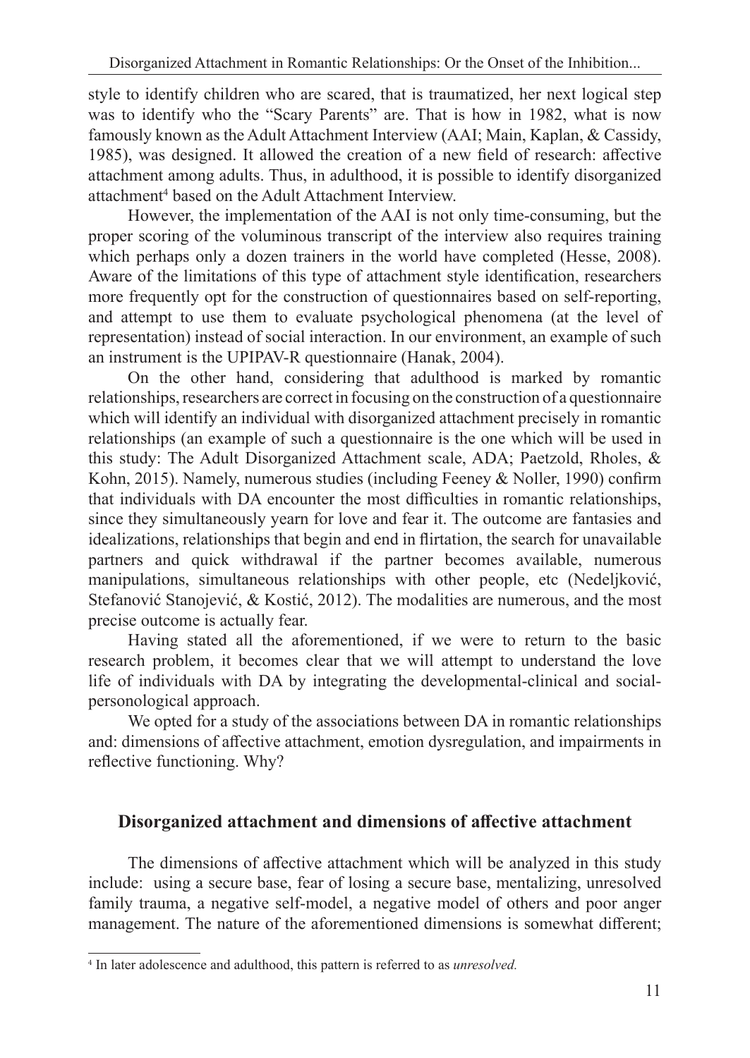style to identify children who are scared, that is traumatized, her next logical step was to identify who the "Scary Parents" are. That is how in 1982, what is now famously known as the Adult Attachment Interview (AAI; Main, Kaplan, & Cassidy, 1985), was designed. It allowed the creation of a new field of research: affective attachment among adults. Thus, in adulthood, it is possible to identify disorganized attachment[4] based on the Adult Attachment Interview.

However, the implementation of the AAI is not only time-consuming, but the proper scoring of the voluminous transcript of the interview also requires training which perhaps only a dozen trainers in the world have completed (Hesse, 2008). Aware of the limitations of this type of attachment style identification, researchers more frequently opt for the construction of questionnaires based on self-reporting, and attempt to use them to evaluate psychological phenomena (at the level of representation) instead of social interaction. In our environment, an example of such an instrument is the UPIPAV-R questionnaire (Hanak, 2004).

On the other hand, considering that adulthood is marked by romantic relationships, researchers are correct in focusing on the construction of a questionnaire which will identify an individual with disorganized attachment precisely in romantic relationships (an example of such a questionnaire is the one which will be used in this study: The Adult Disorganized Attachment scale, ADA; Paetzold, Rholes, & Kohn, 2015). Namely, numerous studies (including Feeney & Noller, 1990) confirm that individuals with DA encounter the most difficulties in romantic relationships, since they simultaneously yearn for love and fear it. The outcome are fantasies and idealizations, relationships that begin and end in flirtation, the search for unavailable partners and quick withdrawal if the partner becomes available, numerous manipulations, simultaneous relationships with other people, etc (Nedeljković, Stefanović Stanojević, & Kostić, 2012). The modalities are numerous, and the most precise outcome is actually fear.

Having stated all the aforementioned, if we were to return to the basic research problem, it becomes clear that we will attempt to understand the love life of individuals with DA by integrating the developmental-clinical and social-personological approach.

We opted for a study of the associations between DA in romantic relationships and: dimensions of affective attachment, emotion dysregulation, and impairments in reflective functioning. Why?

## Disorganized attachment and dimensions of affective attachment

The dimensions of affective attachment which will be analyzed in this study include: using a secure base, fear of losing a secure base, mentalizing, unresolved family trauma, a negative self-model, a negative model of others and poor anger management. The nature of the aforementioned dimensions is somewhat different;

[4] In later adolescence and adulthood, this pattern is referred to as *unresolved.*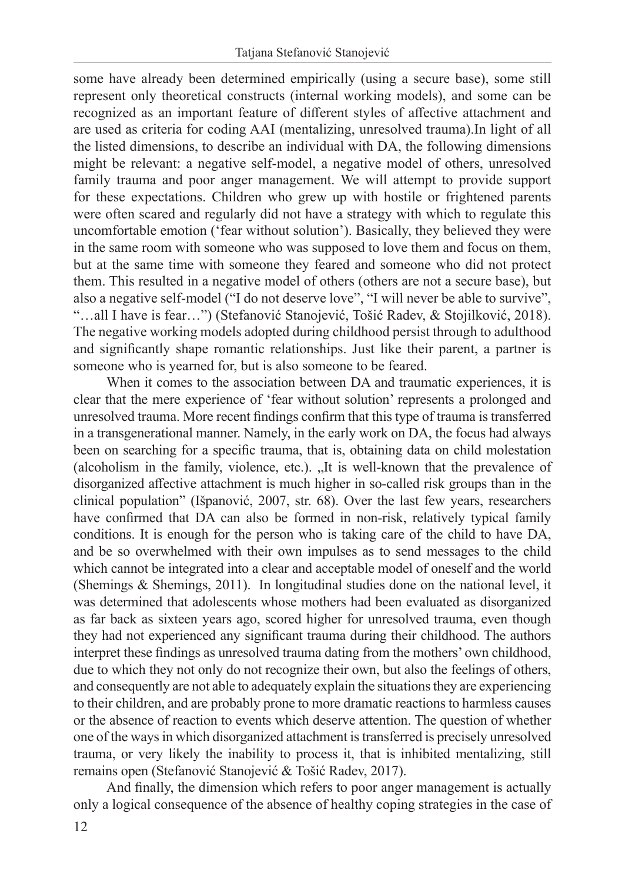some have already been determined empirically (using a secure base), some still represent only theoretical constructs (internal working models), and some can be recognized as an important feature of different styles of affective attachment and are used as criteria for coding AAI (mentalizing, unresolved trauma).In light of all the listed dimensions, to describe an individual with DA, the following dimensions might be relevant: a negative self-model, a negative model of others, unresolved family trauma and poor anger management. We will attempt to provide support for these expectations. Children who grew up with hostile or frightened parents were often scared and regularly did not have a strategy with which to regulate this uncomfortable emotion ('fear without solution'). Basically, they believed they were in the same room with someone who was supposed to love them and focus on them, but at the same time with someone they feared and someone who did not protect them. This resulted in a negative model of others (others are not a secure base), but also a negative self-model ("I do not deserve love", "I will never be able to survive", "…all I have is fear…") (Stefanović Stanojević, Tošić Radev, & Stojilković, 2018). The negative working models adopted during childhood persist through to adulthood and significantly shape romantic relationships. Just like their parent, a partner is someone who is yearned for, but is also someone to be feared.

When it comes to the association between DA and traumatic experiences, it is clear that the mere experience of 'fear without solution' represents a prolonged and unresolved trauma. More recent findings confirm that this type of trauma is transferred in a transgenerational manner. Namely, in the early work on DA, the focus had always been on searching for a specific trauma, that is, obtaining data on child molestation (alcoholism in the family, violence, etc.). „It is well-known that the prevalence of disorganized affective attachment is much higher in so-called risk groups than in the clinical population" (Išpanović, 2007, str. 68). Over the last few years, researchers have confirmed that DA can also be formed in non-risk, relatively typical family conditions. It is enough for the person who is taking care of the child to have DA, and be so overwhelmed with their own impulses as to send messages to the child which cannot be integrated into a clear and acceptable model of oneself and the world (Shemings & Shemings, 2011). In longitudinal studies done on the national level, it was determined that adolescents whose mothers had been evaluated as disorganized as far back as sixteen years ago, scored higher for unresolved trauma, even though they had not experienced any significant trauma during their childhood. The authors interpret these findings as unresolved trauma dating from the mothers' own childhood, due to which they not only do not recognize their own, but also the feelings of others, and consequently are not able to adequately explain the situations they are experiencing to their children, and are probably prone to more dramatic reactions to harmless causes or the absence of reaction to events which deserve attention. The question of whether one of the ways in which disorganized attachment is transferred is precisely unresolved trauma, or very likely the inability to process it, that is inhibited mentalizing, still remains open (Stefanović Stanojević & Tošić Radev, 2017).

And finally, the dimension which refers to poor anger management is actually only a logical consequence of the absence of healthy coping strategies in the case of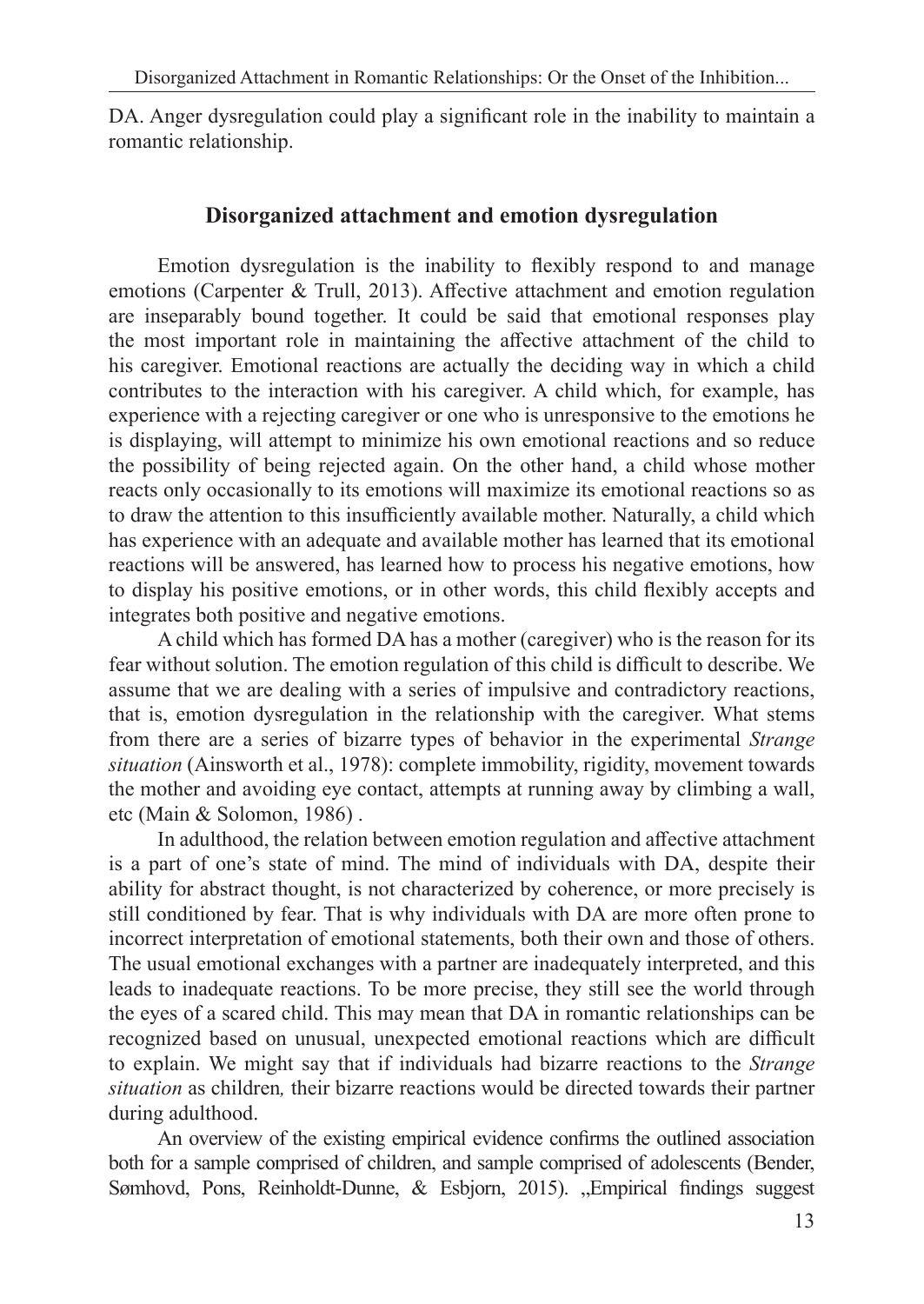DA. Anger dysregulation could play a significant role in the inability to maintain a romantic relationship.

## Disorganized attachment and emotion dysregulation

Emotion dysregulation is the inability to flexibly respond to and manage emotions (Carpenter & Trull, 2013). Affective attachment and emotion regulation are inseparably bound together. It could be said that emotional responses play the most important role in maintaining the affective attachment of the child to his caregiver. Emotional reactions are actually the deciding way in which a child contributes to the interaction with his caregiver. A child which, for example, has experience with a rejecting caregiver or one who is unresponsive to the emotions he is displaying, will attempt to minimize his own emotional reactions and so reduce the possibility of being rejected again. On the other hand, a child whose mother reacts only occasionally to its emotions will maximize its emotional reactions so as to draw the attention to this insufficiently available mother. Naturally, a child which has experience with an adequate and available mother has learned that its emotional reactions will be answered, has learned how to process his negative emotions, how to display his positive emotions, or in other words, this child flexibly accepts and integrates both positive and negative emotions.

A child which has formed DA has a mother (caregiver) who is the reason for its fear without solution. The emotion regulation of this child is difficult to describe. We assume that we are dealing with a series of impulsive and contradictory reactions, that is, emotion dysregulation in the relationship with the caregiver. What stems from there are a series of bizarre types of behavior in the experimental *Strange situation* (Ainsworth et al., 1978): complete immobility, rigidity, movement towards the mother and avoiding eye contact, attempts at running away by climbing a wall, etc (Main & Solomon, 1986) .

In adulthood, the relation between emotion regulation and affective attachment is a part of one's state of mind. The mind of individuals with DA, despite their ability for abstract thought, is not characterized by coherence, or more precisely is still conditioned by fear. That is why individuals with DA are more often prone to incorrect interpretation of emotional statements, both their own and those of others. The usual emotional exchanges with a partner are inadequately interpreted, and this leads to inadequate reactions. To be more precise, they still see the world through the eyes of a scared child. This may mean that DA in romantic relationships can be recognized based on unusual, unexpected emotional reactions which are difficult to explain. We might say that if individuals had bizarre reactions to the *Strange situation* as children*,* their bizarre reactions would be directed towards their partner during adulthood.

An overview of the existing empirical evidence confirms the outlined association both for a sample comprised of children, and sample comprised of adolescents (Bender, Sømhovd, Pons, Reinholdt-Dunne, & Esbjorn, 2015). „Empirical findings suggest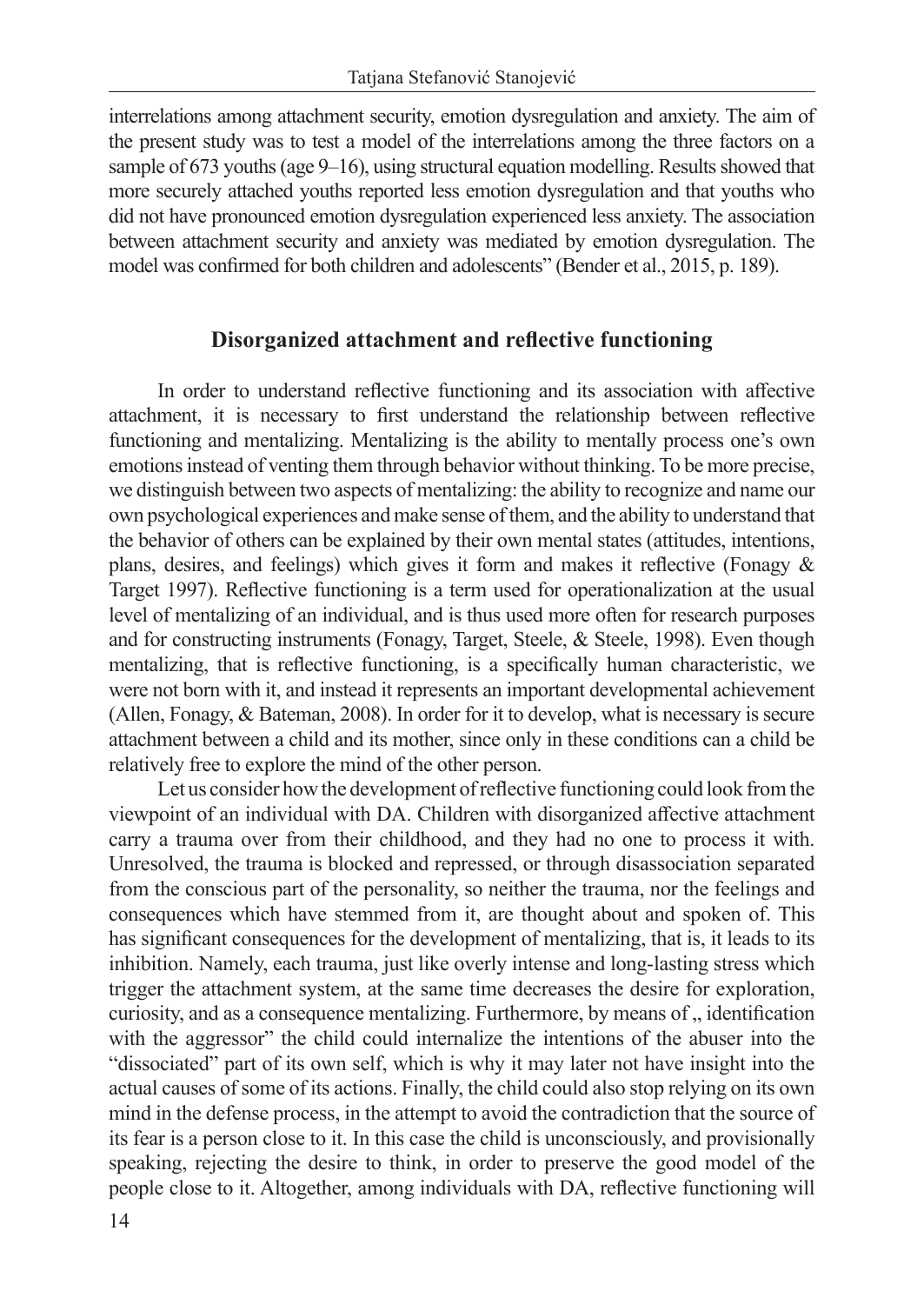interrelations among attachment security, emotion dysregulation and anxiety. The aim of the present study was to test a model of the interrelations among the three factors on a sample of 673 youths (age 9–16), using structural equation modelling. Results showed that more securely attached youths reported less emotion dysregulation and that youths who did not have pronounced emotion dysregulation experienced less anxiety. The association between attachment security and anxiety was mediated by emotion dysregulation. The model was confirmed for both children and adolescents" (Bender et al., 2015, p. 189).

## Disorganized attachment and reflective functioning

In order to understand reflective functioning and its association with affective attachment, it is necessary to first understand the relationship between reflective functioning and mentalizing. Mentalizing is the ability to mentally process one's own emotions instead of venting them through behavior without thinking. To be more precise, we distinguish between two aspects of mentalizing: the ability to recognize and name our own psychological experiences and make sense of them, and the ability to understand that the behavior of others can be explained by their own mental states (attitudes, intentions, plans, desires, and feelings) which gives it form and makes it reflective (Fonagy & Target 1997). Reflective functioning is a term used for operationalization at the usual level of mentalizing of an individual, and is thus used more often for research purposes and for constructing instruments (Fonagy, Target, Steele, & Steele, 1998). Even though mentalizing, that is reflective functioning, is a specifically human characteristic, we were not born with it, and instead it represents an important developmental achievement (Allen, Fonagy, & Bateman, 2008). In order for it to develop, what is necessary is secure attachment between a child and its mother, since only in these conditions can a child be relatively free to explore the mind of the other person.

Let us consider how the development of reflective functioning could look from the viewpoint of an individual with DA. Children with disorganized affective attachment carry a trauma over from their childhood, and they had no one to process it with. Unresolved, the trauma is blocked and repressed, or through disassociation separated from the conscious part of the personality, so neither the trauma, nor the feelings and consequences which have stemmed from it, are thought about and spoken of. This has significant consequences for the development of mentalizing, that is, it leads to its inhibition. Namely, each trauma, just like overly intense and long-lasting stress which trigger the attachment system, at the same time decreases the desire for exploration, curiosity, and as a consequence mentalizing. Furthermore, by means of „ identification with the aggressor" the child could internalize the intentions of the abuser into the "dissociated" part of its own self, which is why it may later not have insight into the actual causes of some of its actions. Finally, the child could also stop relying on its own mind in the defense process, in the attempt to avoid the contradiction that the source of its fear is a person close to it. In this case the child is unconsciously, and provisionally speaking, rejecting the desire to think, in order to preserve the good model of the people close to it. Altogether, among individuals with DA, reflective functioning will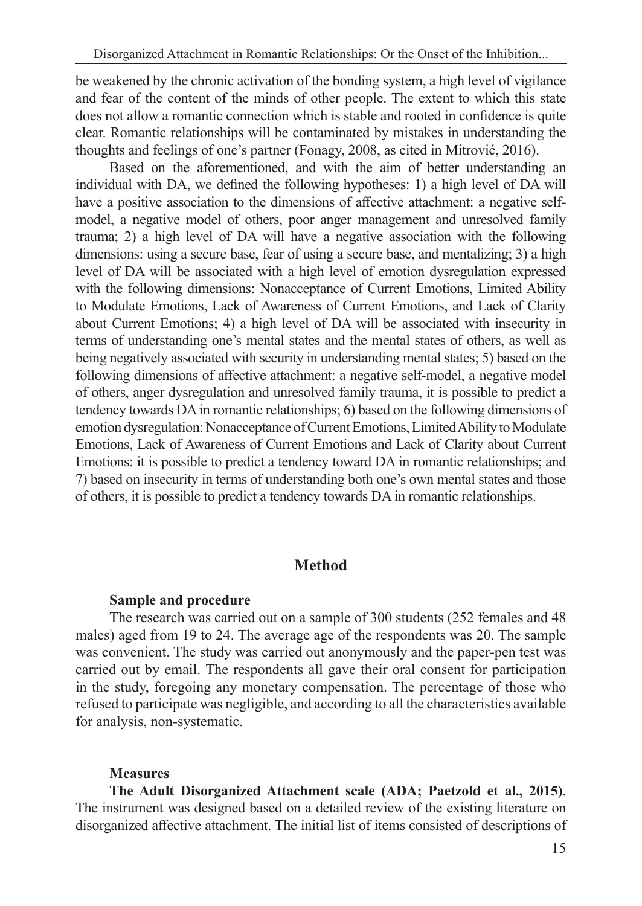be weakened by the chronic activation of the bonding system, a high level of vigilance and fear of the content of the minds of other people. The extent to which this state does not allow a romantic connection which is stable and rooted in confidence is quite clear. Romantic relationships will be contaminated by mistakes in understanding the thoughts and feelings of one's partner (Fonagy, 2008, as cited in Mitrović, 2016).

Based on the aforementioned, and with the aim of better understanding an individual with DA, we defined the following hypotheses: 1) a high level of DA will have a positive association to the dimensions of affective attachment: a negative self-model, a negative model of others, poor anger management and unresolved family trauma; 2) a high level of DA will have a negative association with the following dimensions: using a secure base, fear of using a secure base, and mentalizing; 3) a high level of DA will be associated with a high level of emotion dysregulation expressed with the following dimensions: Nonacceptance of Current Emotions, Limited Ability to Modulate Emotions, Lack of Awareness of Current Emotions, and Lack of Clarity about Current Emotions; 4) a high level of DA will be associated with insecurity in terms of understanding one's mental states and the mental states of others, as well as being negatively associated with security in understanding mental states; 5) based on the following dimensions of affective attachment: a negative self-model, a negative model of others, anger dysregulation and unresolved family trauma, it is possible to predict a tendency towards DA in romantic relationships; 6) based on the following dimensions of emotion dysregulation: Nonacceptance of Current Emotions, Limited Ability to Modulate Emotions, Lack of Awareness of Current Emotions and Lack of Clarity about Current Emotions: it is possible to predict a tendency toward DA in romantic relationships; and 7) based on insecurity in terms of understanding both one's own mental states and those of others, it is possible to predict a tendency towards DA in romantic relationships.

## Method

### Sample and procedure

The research was carried out on a sample of 300 students (252 females and 48 males) aged from 19 to 24. The average age of the respondents was 20. The sample was convenient. The study was carried out anonymously and the paper-pen test was carried out by email. The respondents all gave their oral consent for participation in the study, foregoing any monetary compensation. The percentage of those who refused to participate was negligible, and according to all the characteristics available for analysis, non-systematic.

### Measures

**The Adult Disorganized Attachment scale (ADA; Paetzold et al., 2015)**. The instrument was designed based on a detailed review of the existing literature on disorganized affective attachment. The initial list of items consisted of descriptions of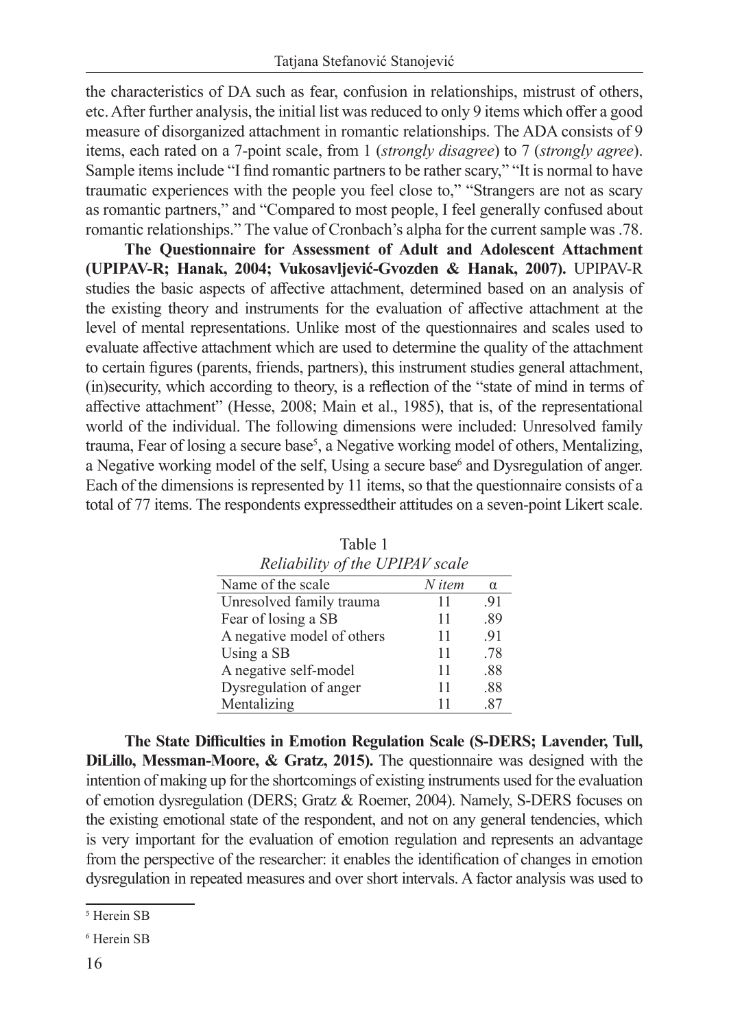the characteristics of DA such as fear, confusion in relationships, mistrust of others, etc. After further analysis, the initial list was reduced to only 9 items which offer a good measure of disorganized attachment in romantic relationships. The ADA consists of 9 items, each rated on a 7-point scale, from 1 (*strongly disagree*) to 7 (*strongly agree*). Sample items include "I find romantic partners to be rather scary," "It is normal to have traumatic experiences with the people you feel close to," "Strangers are not as scary as romantic partners," and "Compared to most people, I feel generally confused about romantic relationships." The value of Cronbach's alpha for the current sample was .78.

**The Questionnaire for Assessment of Adult and Adolescent Attachment (UPIPAV-R; Hanak, 2004; Vukosavljević-Gvozden & Hanak, 2007).** UPIPAV-R studies the basic aspects of affective attachment, determined based on an analysis of the existing theory and instruments for the evaluation of affective attachment at the level of mental representations. Unlike most of the questionnaires and scales used to evaluate affective attachment which are used to determine the quality of the attachment to certain figures (parents, friends, partners), this instrument studies general attachment, (in)security, which according to theory, is a reflection of the "state of mind in terms of affective attachment" (Hesse, 2008; Main et al., 1985), that is, of the representational world of the individual. The following dimensions were included: Unresolved family trauma, Fear of losing a secure base[5], a Negative working model of others, Mentalizing, a Negative working model of the self, Using a secure base[6] and Dysregulation of anger. Each of the dimensions is represented by 11 items, so that the questionnaire consists of a total of 77 items. The respondents expressedtheir attitudes on a seven-point Likert scale.

Table 1
*Reliability of the UPIPAV scale*

| Name of the scale | *N item* | α |
|---|---|---|
| Unresolved family trauma | 11 | .91 |
| Fear of losing a SB | 11 | .89 |
| A negative model of others | 11 | .91 |
| Using a SB | 11 | .78 |
| A negative self-model | 11 | .88 |
| Dysregulation of anger | 11 | .88 |
| Mentalizing | 11 | .87 |

**The State Difficulties in Emotion Regulation Scale (S-DERS; Lavender, Tull, DiLillo, Messman-Moore, & Gratz, 2015).** The questionnaire was designed with the intention of making up for the shortcomings of existing instruments used for the evaluation of emotion dysregulation (DERS; Gratz & Roemer, 2004). Namely, S-DERS focuses on the existing emotional state of the respondent, and not on any general tendencies, which is very important for the evaluation of emotion regulation and represents an advantage from the perspective of the researcher: it enables the identification of changes in emotion dysregulation in repeated measures and over short intervals. A factor analysis was used to

[5] Herein SB

[6] Herein SB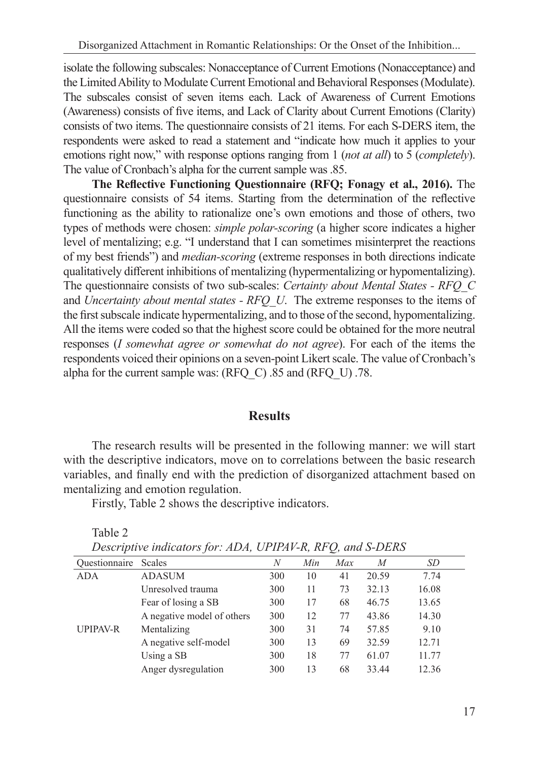isolate the following subscales: Nonacceptance of Current Emotions (Nonacceptance) and the Limited Ability to Modulate Current Emotional and Behavioral Responses (Modulate). The subscales consist of seven items each. Lack of Awareness of Current Emotions (Awareness) consists of five items, and Lack of Clarity about Current Emotions (Clarity) consists of two items. The questionnaire consists of 21 items. For each S-DERS item, the respondents were asked to read a statement and "indicate how much it applies to your emotions right now," with response options ranging from 1 (*not at all*) to 5 (*completely*). The value of Cronbach's alpha for the current sample was .85.

**The Reflective Functioning Questionnaire (RFQ; Fonagy et al., 2016).** The questionnaire consists of 54 items. Starting from the determination of the reflective functioning as the ability to rationalize one's own emotions and those of others, two types of methods were chosen: *simple polar-scoring* (a higher score indicates a higher level of mentalizing; e.g. "I understand that I can sometimes misinterpret the reactions of my best friends") and *median-scoring* (extreme responses in both directions indicate qualitatively different inhibitions of mentalizing (hypermentalizing or hypomentalizing). The questionnaire consists of two sub-scales: *Certainty about Mental States - RFQ_C* and *Uncertainty about mental states - RFQ_U*. The extreme responses to the items of the first subscale indicate hypermentalizing, and to those of the second, hypomentalizing. All the items were coded so that the highest score could be obtained for the more neutral responses (*I somewhat agree or somewhat do not agree*). For each of the items the respondents voiced their opinions on a seven-point Likert scale. The value of Cronbach's alpha for the current sample was: (RFQ_C) .85 and (RFQ_U) .78.

## Results

The research results will be presented in the following manner: we will start with the descriptive indicators, move on to correlations between the basic research variables, and finally end with the prediction of disorganized attachment based on mentalizing and emotion regulation.

Firstly, Table 2 shows the descriptive indicators.

Table 2
*Descriptive indicators for: ADA, UPIPAV-R, RFQ, and S-DERS*

| Questionnaire | Scales | *N* | *Min* | *Max* | *M* | *SD* |
|---|---|---|---|---|---|---|
| ADA | ADASUM | 300 | 10 | 41 | 20.59 | 7.74 |
| | Unresolved trauma | 300 | 11 | 73 | 32.13 | 16.08 |
| | Fear of losing a SB | 300 | 17 | 68 | 46.75 | 13.65 |
| | A negative model of others | 300 | 12 | 77 | 43.86 | 14.30 |
| UPIPAV-R | Mentalizing | 300 | 31 | 74 | 57.85 | 9.10 |
| | A negative self-model | 300 | 13 | 69 | 32.59 | 12.71 |
| | Using a SB | 300 | 18 | 77 | 61.07 | 11.77 |
| | Anger dysregulation | 300 | 13 | 68 | 33.44 | 12.36 |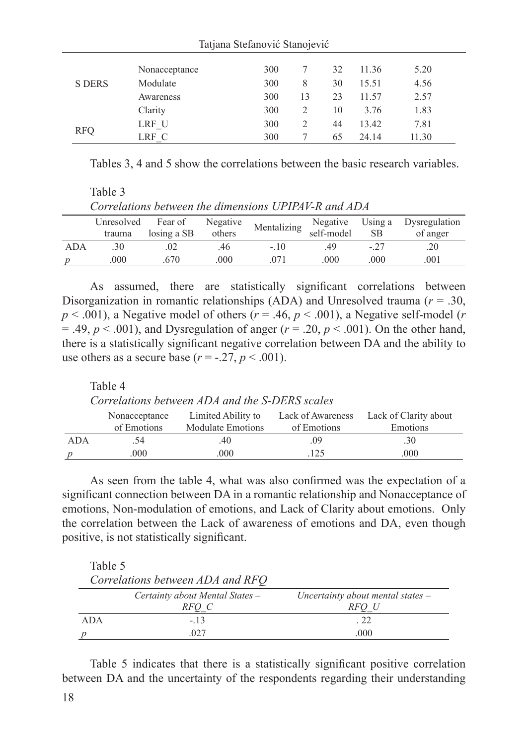| | | | | | | |
|---|---|---|---|---|---|---|
| S DERS | Nonacceptance | 300 | 7 | 32 | 11.36 | 5.20 |
| | Modulate | 300 | 8 | 30 | 15.51 | 4.56 |
| | Awareness | 300 | 13 | 23 | 11.57 | 2.57 |
| | Clarity | 300 | 2 | 10 | 3.76 | 1.83 |
| RFQ | LRF_U | 300 | 2 | 44 | 13.42 | 7.81 |
| | LRF_C | 300 | 7 | 65 | 24.14 | 11.30 |

Tables 3, 4 and 5 show the correlations between the basic research variables.

Table 3

*Correlations between the dimensions UPIPAV-R and ADA*

| | Unresolved trauma | Fear of losing a SB | Negative others | Mentalizing | Negative self-model | Using a SB | Dysregulation of anger |
|---|---|---|---|---|---|---|---|
| ADA | .30 | .02 | .46 | -.10 | .49 | -.27 | .20 |
| *p* | .000 | .670 | .000 | .071 | .000 | .000 | .001 |

As assumed, there are statistically significant correlations between Disorganization in romantic relationships (ADA) and Unresolved trauma ($r$ = .30, $p$ < .001), a Negative model of others ($r$ = .46, $p$ < .001), a Negative self-model ($r$ = .49, $p$ < .001), and Dysregulation of anger ($r$ = .20, $p$ < .001). On the other hand, there is a statistically significant negative correlation between DA and the ability to use others as a secure base ($r$ = -.27, $p$ < .001).

Table 4

*Correlations between ADA and the S-DERS scales*

| | Nonacceptance of Emotions | Limited Ability to Modulate Emotions | Lack of Awareness of Emotions | Lack of Clarity about Emotions |
|---|---|---|---|---|
| ADA | .54 | .40 | .09 | .30 |
| *p* | .000 | .000 | .125 | .000 |

As seen from the table 4, what was also confirmed was the expectation of a significant connection between DA in a romantic relationship and Nonacceptance of emotions, Non-modulation of emotions, and Lack of Clarity about emotions. Only the correlation between the Lack of awareness of emotions and DA, even though positive, is not statistically significant.

Table 5

*Correlations between ADA and RFQ*

| | *Certainty about Mental States – RFQ_C* | *Uncertainty about mental states – RFQ_U* |
|---|---|---|
| ADA | -.13 | .22 |
| *p* | .027 | .000 |

Table 5 indicates that there is a statistically significant positive correlation between DA and the uncertainty of the respondents regarding their understanding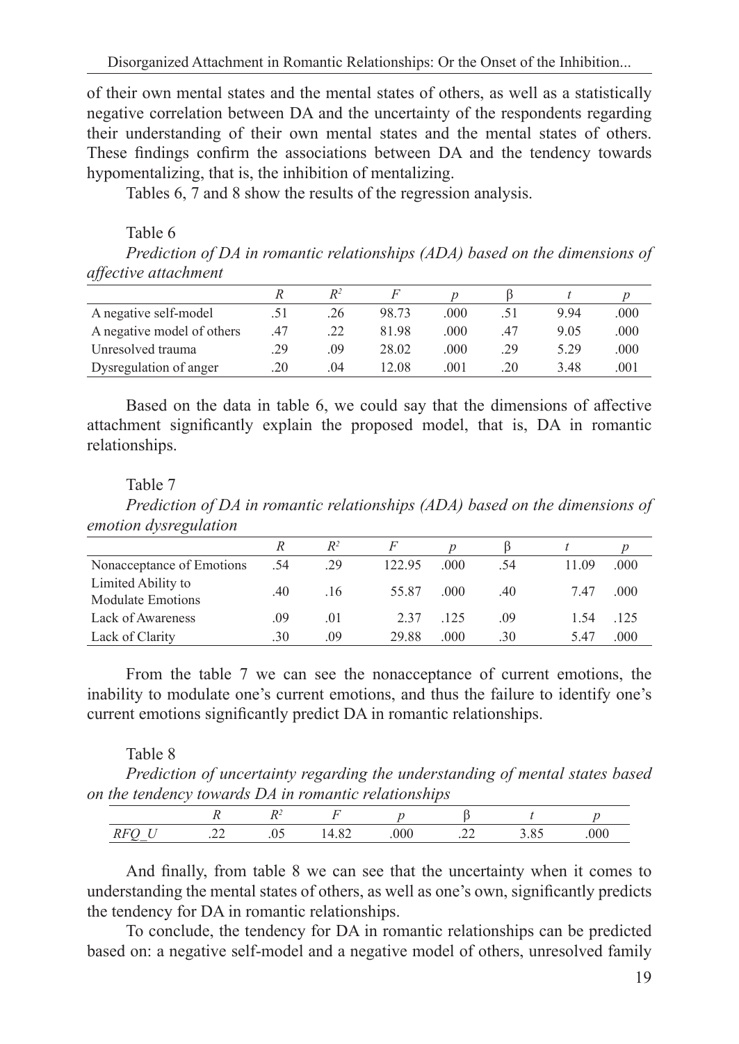of their own mental states and the mental states of others, as well as a statistically negative correlation between DA and the uncertainty of the respondents regarding their understanding of their own mental states and the mental states of others. These findings confirm the associations between DA and the tendency towards hypomentalizing, that is, the inhibition of mentalizing.

Tables 6, 7 and 8 show the results of the regression analysis.

Table 6

*Prediction of DA in romantic relationships (ADA) based on the dimensions of affective attachment*

| | *R* | $R^2$ | *F* | *p* | β | *t* | *p* |
|---|---|---|---|---|---|---|---|
| A negative self-model | .51 | .26 | 98.73 | .000 | .51 | 9.94 | .000 |
| A negative model of others | .47 | .22 | 81.98 | .000 | .47 | 9.05 | .000 |
| Unresolved trauma | .29 | .09 | 28.02 | .000 | .29 | 5.29 | .000 |
| Dysregulation of anger | .20 | .04 | 12.08 | .001 | .20 | 3.48 | .001 |

Based on the data in table 6, we could say that the dimensions of affective attachment significantly explain the proposed model, that is, DA in romantic relationships.

Table 7

*Prediction of DA in romantic relationships (ADA) based on the dimensions of emotion dysregulation*

| | *R* | $R^2$ | *F* | *p* | β | *t* | *p* |
|---|---|---|---|---|---|---|---|
| Nonacceptance of Emotions | .54 | .29 | 122.95 | .000 | .54 | 11.09 | .000 |
| Limited Ability to Modulate Emotions | .40 | .16 | 55.87 | .000 | .40 | 7.47 | .000 |
| Lack of Awareness | .09 | .01 | 2.37 | .125 | .09 | 1.54 | .125 |
| Lack of Clarity | .30 | .09 | 29.88 | .000 | .30 | 5.47 | .000 |

From the table 7 we can see the nonacceptance of current emotions, the inability to modulate one's current emotions, and thus the failure to identify one's current emotions significantly predict DA in romantic relationships.

Table 8

*Prediction of uncertainty regarding the understanding of mental states based on the tendency towards DA in romantic relationships*

| | *R* | $R^2$ | *F* | *p* | β | *t* | *p* |
|---|---|---|---|---|---|---|---|
| *RFQ_U* | .22 | .05 | 14.82 | .000 | .22 | 3.85 | .000 |

And finally, from table 8 we can see that the uncertainty when it comes to understanding the mental states of others, as well as one's own, significantly predicts the tendency for DA in romantic relationships.

To conclude, the tendency for DA in romantic relationships can be predicted based on: a negative self-model and a negative model of others, unresolved family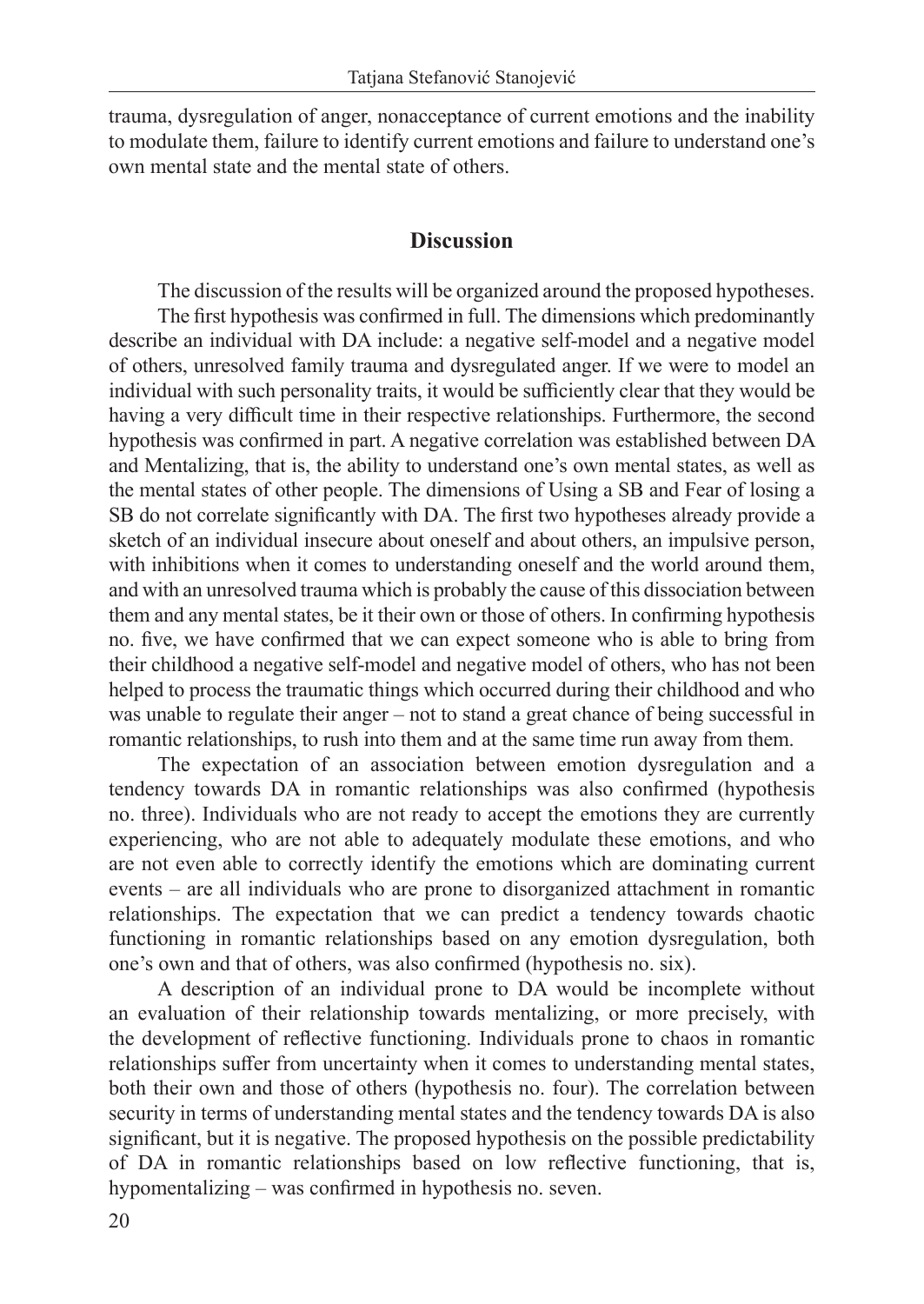trauma, dysregulation of anger, nonacceptance of current emotions and the inability to modulate them, failure to identify current emotions and failure to understand one's own mental state and the mental state of others.

## Discussion

The discussion of the results will be organized around the proposed hypotheses.

The first hypothesis was confirmed in full. The dimensions which predominantly describe an individual with DA include: a negative self-model and a negative model of others, unresolved family trauma and dysregulated anger. If we were to model an individual with such personality traits, it would be sufficiently clear that they would be having a very difficult time in their respective relationships. Furthermore, the second hypothesis was confirmed in part. A negative correlation was established between DA and Mentalizing, that is, the ability to understand one's own mental states, as well as the mental states of other people. The dimensions of Using a SB and Fear of losing a SB do not correlate significantly with DA. The first two hypotheses already provide a sketch of an individual insecure about oneself and about others, an impulsive person, with inhibitions when it comes to understanding oneself and the world around them, and with an unresolved trauma which is probably the cause of this dissociation between them and any mental states, be it their own or those of others. In confirming hypothesis no. five, we have confirmed that we can expect someone who is able to bring from their childhood a negative self-model and negative model of others, who has not been helped to process the traumatic things which occurred during their childhood and who was unable to regulate their anger – not to stand a great chance of being successful in romantic relationships, to rush into them and at the same time run away from them.

The expectation of an association between emotion dysregulation and a tendency towards DA in romantic relationships was also confirmed (hypothesis no. three). Individuals who are not ready to accept the emotions they are currently experiencing, who are not able to adequately modulate these emotions, and who are not even able to correctly identify the emotions which are dominating current events – are all individuals who are prone to disorganized attachment in romantic relationships. The expectation that we can predict a tendency towards chaotic functioning in romantic relationships based on any emotion dysregulation, both one's own and that of others, was also confirmed (hypothesis no. six).

A description of an individual prone to DA would be incomplete without an evaluation of their relationship towards mentalizing, or more precisely, with the development of reflective functioning. Individuals prone to chaos in romantic relationships suffer from uncertainty when it comes to understanding mental states, both their own and those of others (hypothesis no. four). The correlation between security in terms of understanding mental states and the tendency towards DA is also significant, but it is negative. The proposed hypothesis on the possible predictability of DA in romantic relationships based on low reflective functioning, that is, hypomentalizing – was confirmed in hypothesis no. seven.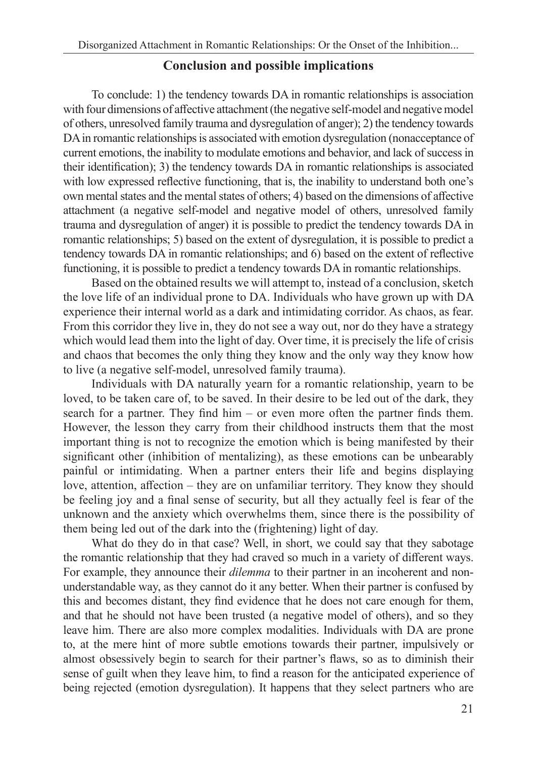## Conclusion and possible implications

To conclude: 1) the tendency towards DA in romantic relationships is association with four dimensions of affective attachment (the negative self-model and negative model of others, unresolved family trauma and dysregulation of anger); 2) the tendency towards DA in romantic relationships is associated with emotion dysregulation (nonacceptance of current emotions, the inability to modulate emotions and behavior, and lack of success in their identification); 3) the tendency towards DA in romantic relationships is associated with low expressed reflective functioning, that is, the inability to understand both one's own mental states and the mental states of others; 4) based on the dimensions of affective attachment (a negative self-model and negative model of others, unresolved family trauma and dysregulation of anger) it is possible to predict the tendency towards DA in romantic relationships; 5) based on the extent of dysregulation, it is possible to predict a tendency towards DA in romantic relationships; and 6) based on the extent of reflective functioning, it is possible to predict a tendency towards DA in romantic relationships.

Based on the obtained results we will attempt to, instead of a conclusion, sketch the love life of an individual prone to DA. Individuals who have grown up with DA experience their internal world as a dark and intimidating corridor. As chaos, as fear. From this corridor they live in, they do not see a way out, nor do they have a strategy which would lead them into the light of day. Over time, it is precisely the life of crisis and chaos that becomes the only thing they know and the only way they know how to live (a negative self-model, unresolved family trauma).

Individuals with DA naturally yearn for a romantic relationship, yearn to be loved, to be taken care of, to be saved. In their desire to be led out of the dark, they search for a partner. They find him – or even more often the partner finds them. However, the lesson they carry from their childhood instructs them that the most important thing is not to recognize the emotion which is being manifested by their significant other (inhibition of mentalizing), as these emotions can be unbearably painful or intimidating. When a partner enters their life and begins displaying love, attention, affection – they are on unfamiliar territory. They know they should be feeling joy and a final sense of security, but all they actually feel is fear of the unknown and the anxiety which overwhelms them, since there is the possibility of them being led out of the dark into the (frightening) light of day.

What do they do in that case? Well, in short, we could say that they sabotage the romantic relationship that they had craved so much in a variety of different ways. For example, they announce their *dilemma* to their partner in an incoherent and non-understandable way, as they cannot do it any better. When their partner is confused by this and becomes distant, they find evidence that he does not care enough for them, and that he should not have been trusted (a negative model of others), and so they leave him. There are also more complex modalities. Individuals with DA are prone to, at the mere hint of more subtle emotions towards their partner, impulsively or almost obsessively begin to search for their partner's flaws, so as to diminish their sense of guilt when they leave him, to find a reason for the anticipated experience of being rejected (emotion dysregulation). It happens that they select partners who are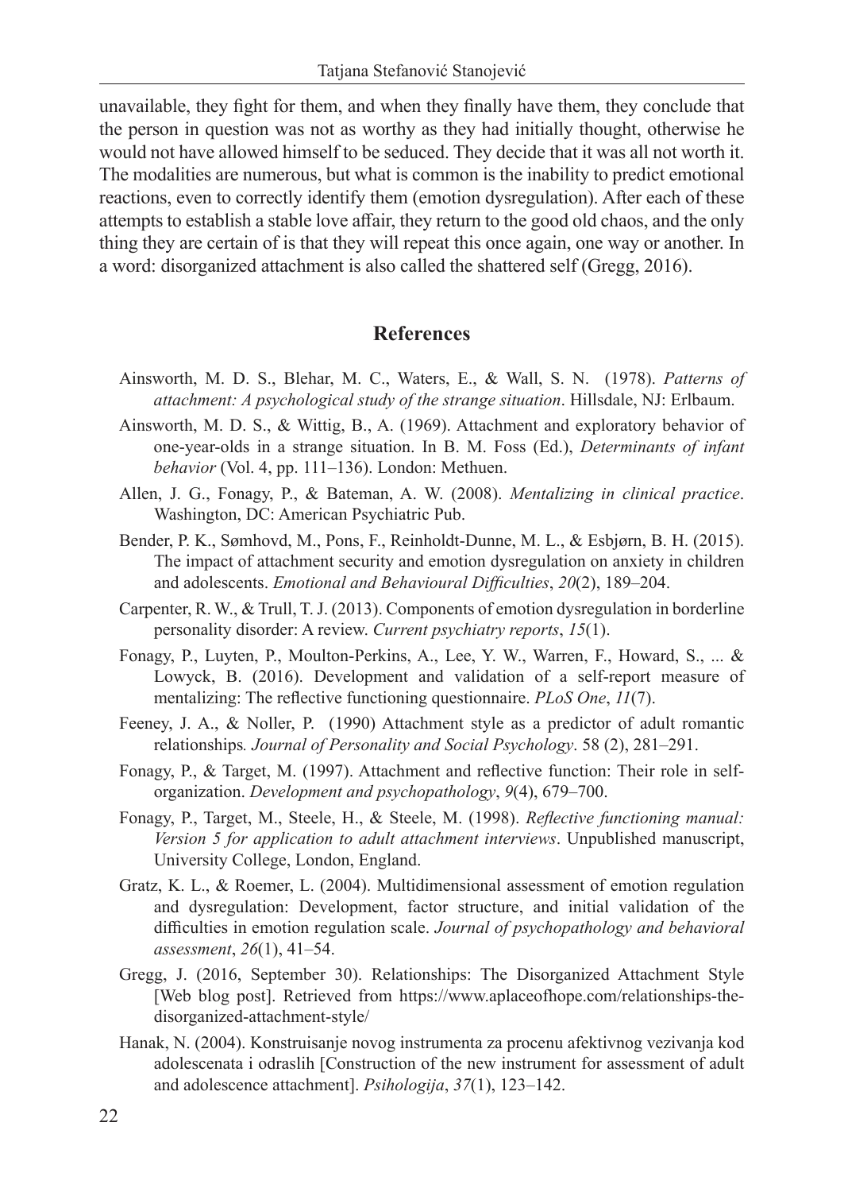unavailable, they fight for them, and when they finally have them, they conclude that the person in question was not as worthy as they had initially thought, otherwise he would not have allowed himself to be seduced. They decide that it was all not worth it. The modalities are numerous, but what is common is the inability to predict emotional reactions, even to correctly identify them (emotion dysregulation). After each of these attempts to establish a stable love affair, they return to the good old chaos, and the only thing they are certain of is that they will repeat this once again, one way or another. In a word: disorganized attachment is also called the shattered self (Gregg, 2016).

## References

Ainsworth, M. D. S., Blehar, M. C., Waters, E., & Wall, S. N. (1978). *Patterns of attachment: A psychological study of the strange situation*. Hillsdale, NJ: Erlbaum.

Ainsworth, M. D. S., & Wittig, B., A. (1969). Attachment and exploratory behavior of one-year-olds in a strange situation. In B. M. Foss (Ed.), *Determinants of infant behavior* (Vol. 4, pp. 111–136). London: Methuen.

Allen, J. G., Fonagy, P., & Bateman, A. W. (2008). *Mentalizing in clinical practice*. Washington, DC: American Psychiatric Pub.

Bender, P. K., Sømhovd, M., Pons, F., Reinholdt-Dunne, M. L., & Esbjørn, B. H. (2015). The impact of attachment security and emotion dysregulation on anxiety in children and adolescents. *Emotional and Behavioural Difficulties*, *20*(2), 189–204.

Carpenter, R. W., & Trull, T. J. (2013). Components of emotion dysregulation in borderline personality disorder: A review. *Current psychiatry reports*, *15*(1).

Fonagy, P., Luyten, P., Moulton-Perkins, A., Lee, Y. W., Warren, F., Howard, S., ... & Lowyck, B. (2016). Development and validation of a self-report measure of mentalizing: The reflective functioning questionnaire. *PLoS One*, *11*(7).

Feeney, J. A., & Noller, P. (1990) Attachment style as a predictor of adult romantic relationships*. Journal of Personality and Social Psychology*. 58 (2), 281–291.

Fonagy, P., & Target, M. (1997). Attachment and reflective function: Their role in self-organization. *Development and psychopathology*, *9*(4), 679–700.

Fonagy, P., Target, M., Steele, H., & Steele, M. (1998). *Reflective functioning manual: Version 5 for application to adult attachment interviews*. Unpublished manuscript, University College, London, England.

Gratz, K. L., & Roemer, L. (2004). Multidimensional assessment of emotion regulation and dysregulation: Development, factor structure, and initial validation of the difficulties in emotion regulation scale. *Journal of psychopathology and behavioral assessment*, *26*(1), 41–54.

Gregg, J. (2016, September 30). Relationships: The Disorganized Attachment Style [Web blog post]. Retrieved from https://www.aplaceofhope.com/relationships-the-disorganized-attachment-style/

Hanak, N. (2004). Konstruisanje novog instrumenta za procenu afektivnog vezivanja kod adolescenata i odraslih [Construction of the new instrument for assessment of adult and adolescence attachment]. *Psihologija*, *37*(1), 123–142.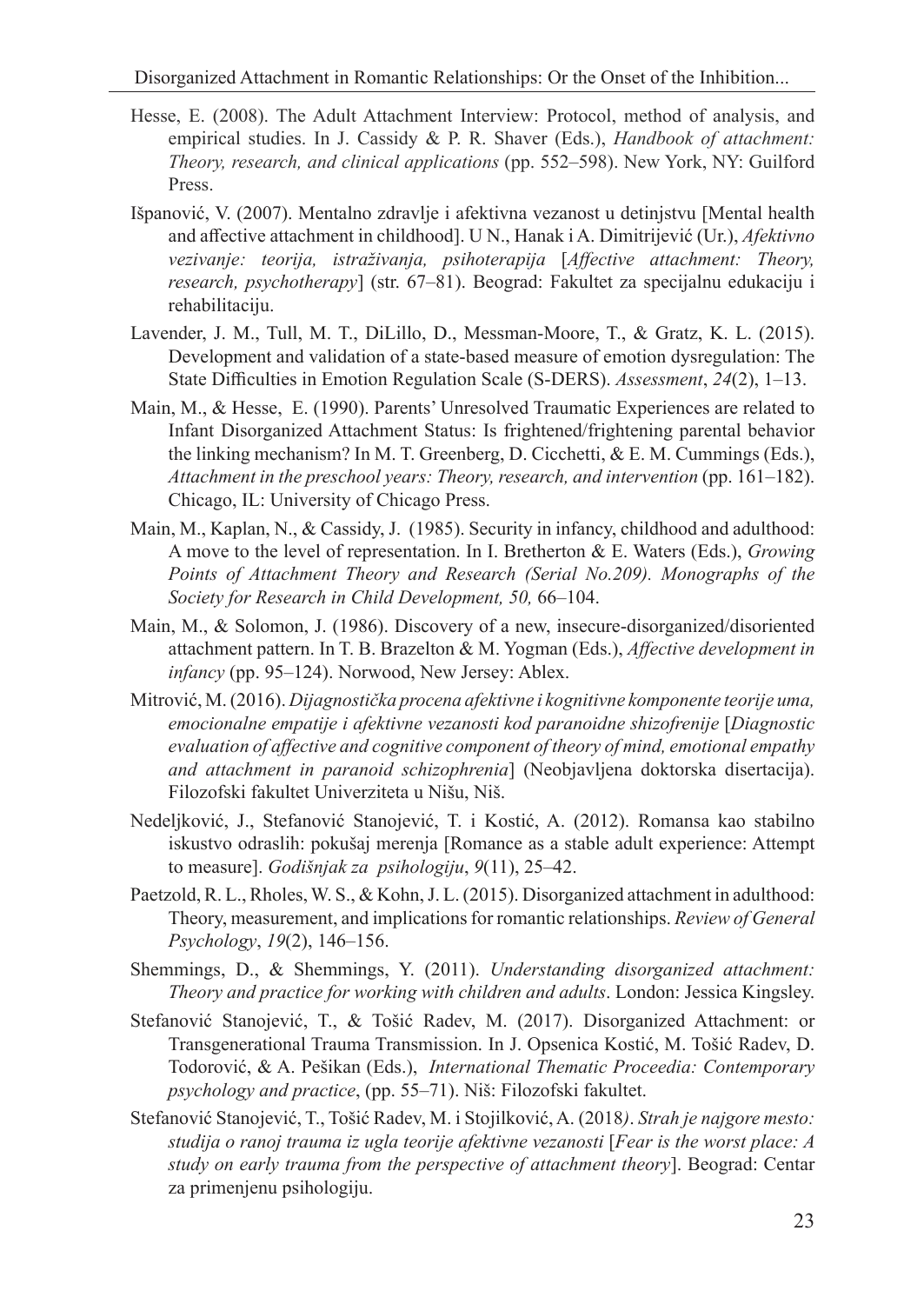Hesse, E. (2008). The Adult Attachment Interview: Protocol, method of analysis, and empirical studies. In J. Cassidy & P. R. Shaver (Eds.), *Handbook of attachment: Theory, research, and clinical applications* (pp. 552–598). New York, NY: Guilford Press.

Išpanović, V. (2007). Mentalno zdravlje i afektivna vezanost u detinjstvu [Mental health and affective attachment in childhood]. U N., Hanak i A. Dimitrijević (Ur.), *Afektivno vezivanje: teorija, istraživanja, psihoterapija* [*Affective attachment: Theory, research, psychotherapy*] (str. 67–81). Beograd: Fakultet za specijalnu edukaciju i rehabilitaciju.

Lavender, J. M., Tull, M. T., DiLillo, D., Messman-Moore, T., & Gratz, K. L. (2015). Development and validation of a state-based measure of emotion dysregulation: The State Difficulties in Emotion Regulation Scale (S-DERS). *Assessment*, *24*(2), 1–13.

Main, M., & Hesse, E. (1990). Parents' Unresolved Traumatic Experiences are related to Infant Disorganized Attachment Status: Is frightened/frightening parental behavior the linking mechanism? In M. T. Greenberg, D. Cicchetti, & E. M. Cummings (Eds.), *Attachment in the preschool years: Theory, research, and intervention* (pp. 161–182). Chicago, IL: University of Chicago Press.

Main, M., Kaplan, N., & Cassidy, J. (1985). Security in infancy, childhood and adulthood: A move to the level of representation. In I. Bretherton & E. Waters (Eds.), *Growing Points of Attachment Theory and Research (Serial No.209). Monographs of the Society for Research in Child Development, 50,* 66–104.

Main, M., & Solomon, J. (1986). Discovery of a new, insecure-disorganized/disoriented attachment pattern. In T. B. Brazelton & M. Yogman (Eds.), *Affective development in infancy* (pp. 95–124). Norwood, New Jersey: Ablex.

Mitrović, M. (2016). *Dijagnostička procena afektivne i kognitivne komponente teorije uma, emocionalne empatije i afektivne vezanosti kod paranoidne shizofrenije* [*Diagnostic evaluation of affective and cognitive component of theory of mind, emotional empathy and attachment in paranoid schizophrenia*] (Neobjavljena doktorska disertacija). Filozofski fakultet Univerziteta u Nišu, Niš.

Nedeljković, J., Stefanović Stanojević, T. i Kostić, A. (2012). Romansa kao stabilno iskustvo odraslih: pokušaj merenja [Romance as a stable adult experience: Attempt to measure]. *Godišnjak za psihologiju*, *9*(11), 25–42.

Paetzold, R. L., Rholes, W. S., & Kohn, J. L. (2015). Disorganized attachment in adulthood: Theory, measurement, and implications for romantic relationships. *Review of General Psychology*, *19*(2), 146–156.

Shemmings, D., & Shemmings, Y. (2011). *Understanding disorganized attachment: Theory and practice for working with children and adults*. London: Jessica Kingsley.

Stefanović Stanojević, T., & Tošić Radev, M. (2017). Disorganized Attachment: or Transgenerational Trauma Transmission. In J. Opsenica Kostić, M. Tošić Radev, D. Todorović, & A. Pešikan (Eds.), *International Thematic Proceedia: Contemporary psychology and practice*, (pp. 55–71). Niš: Filozofski fakultet.

Stefanović Stanojević, T., Tošić Radev, M. i Stojilković, A. (2018). *Strah je najgore mesto: studija o ranoj trauma iz ugla teorije afektivne vezanosti* [*Fear is the worst place: A study on early trauma from the perspective of attachment theory*]. Beograd: Centar za primenjenu psihologiju.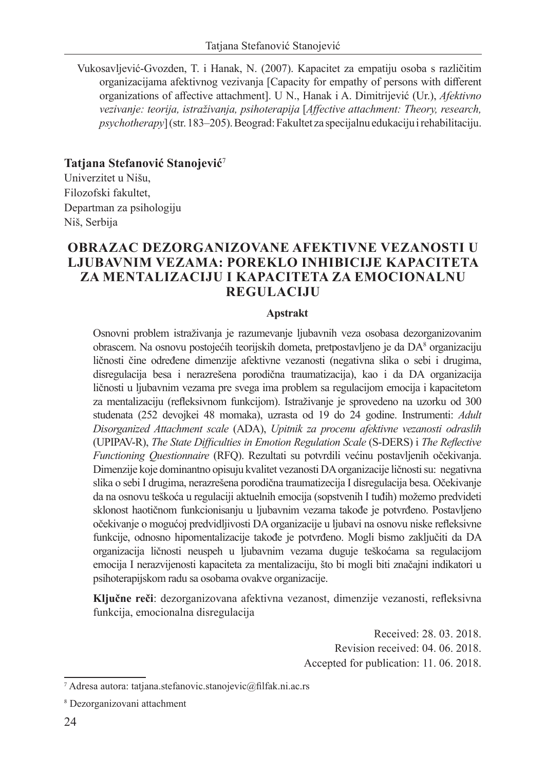Vukosavljević-Gvozden, T. i Hanak, N. (2007). Kapacitet za empatiju osoba s različitim organizacijama afektivnog vezivanja [Capacity for empathy of persons with different organizations of affective attachment]. U N., Hanak i A. Dimitrijević (Ur.), *Afektivno vezivanje: teorija, istraživanja, psihoterapija* [*Affective attachment: Theory, research, psychotherapy*] (str. 183–205). Beograd: Fakultet za specijalnu edukaciju i rehabilitaciju.

**Tatjana Stefanović Stanojević**[7]
Univerzitet u Nišu,
Filozofski fakultet,
Departman za psihologiju
Niš, Serbija

# OBRAZAC DEZORGANIZOVANE AFEKTIVNE VEZANOSTI U LJUBAVNIM VEZAMA: POREKLO INHIBICIJE KAPACITETA ZA MENTALIZACIJU I KAPACITETA ZA EMOCIONALNU REGULACIJU

**Apstrakt**

Osnovni problem istraživanja je razumevanje ljubavnih veza osobasa dezorganizovanim obrascem. Na osnovu postojećih teorijskih dometa, pretpostavljeno je da DA[8] organizaciju ličnosti čine određene dimenzije afektivne vezanosti (negativna slika o sebi i drugima, disregulacija besa i nerazrešena porodična traumatizacija), kao i da DA organizacija ličnosti u ljubavnim vezama pre svega ima problem sa regulacijom emocija i kapacitetom za mentalizaciju (refleksivnom funkcijom). Istraživanje je sprovedeno na uzorku od 300 studenata (252 devojkei 48 momaka), uzrasta od 19 do 24 godine. Instrumenti: *Adult Disorganized Attachment scale* (ADA), *Upitnik za procenu afektivne vezanosti odraslih* (UPIPAV-R), *The State Difficulties in Emotion Regulation Scale* (S-DERS) i *The Reflective Functioning Questionnaire* (RFQ). Rezultati su potvrdili većinu postavljenih očekivanja. Dimenzije koje dominantno opisuju kvalitet vezanosti DA organizacije ličnosti su: negativna slika o sebi I drugima, nerazrešena porodična traumatizecija I disregulacija besa. Očekivanje da na osnovu teškoća u regulaciji aktuelnih emocija (sopstvenih I tuđih) možemo predvideti sklonost haotičnom funkcionisanju u ljubavnim vezama takođe je potvrđeno. Postavljeno očekivanje o mogućoj predvidljivosti DA organizacije u ljubavi na osnovu niske refleksivne funkcije, odnosno hipomentalizacije takođe je potvrđeno. Mogli bismo zaključiti da DA organizacija ličnosti neuspeh u ljubavnim vezama duguje teškoćama sa regulacijom emocija I nerazvijenosti kapaciteta za mentalizaciju, što bi mogli biti značajni indikatori u psihoterapijskom radu sa osobama ovakve organizacije.

**Ključne reči**: dezorganizovana afektivna vezanost, dimenzije vezanosti, refleksivna funkcija, emocionalna disregulacija

Received: 28. 03. 2018.
Revision received: 04. 06. 2018.
Accepted for publication: 11. 06. 2018.

[7] Adresa autora: tatjana.stefanovic.stanojevic@filfak.ni.ac.rs

[8] Dezorganizovani attachment